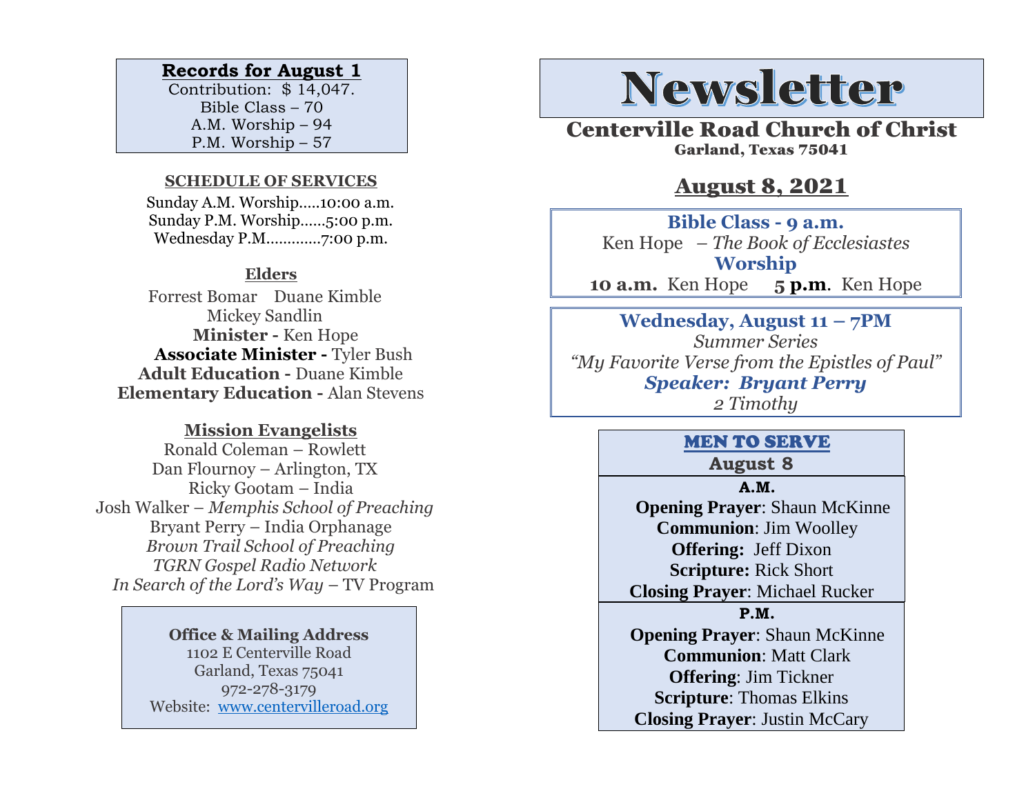**Records for August 1**

Contribution: $ 14,047.
Bible Class – 70
A.M. Worship – 94
P.M. Worship – 57

**SCHEDULE OF SERVICES**

Sunday A.M. Worship.....10:00 a.m.
Sunday P.M. Worship......5:00 p.m.
Wednesday P.M............7:00 p.m.

**Elders**

Forrest Bomar  Duane Kimble
Mickey Sandlin

**Minister -** Ken Hope
**Associate Minister -** Tyler Bush
**Adult Education -** Duane Kimble
**Elementary Education -** Alan Stevens

**Mission Evangelists**

Ronald Coleman – Rowlett
Dan Flournoy – Arlington, TX
Ricky Gootam – India
Josh Walker – *Memphis School of Preaching*
Bryant Perry – India Orphanage
*Brown Trail School of Preaching*
*TGRN Gospel Radio Network*
*In Search of the Lord's Way* – TV Program

**Office & Mailing Address**
1102 E Centerville Road
Garland, Texas 75041
972-278-3179
Website: www.centervilleroad.org

# Newsletter

## Centerville Road Church of Christ
Garland, Texas 75041

## August 8, 2021

**Bible Class - 9 a.m.**
Ken Hope – *The Book of Ecclesiastes*
**Worship**
**10 a.m.** Ken Hope **5 p.m.** Ken Hope

**Wednesday, August 11 – 7PM**
*Summer Series*
*"My Favorite Verse from the Epistles of Paul"*
***Speaker: Bryant Perry***
*2 Timothy*

**MEN TO SERVE**
**August 8**

**A.M.**
**Opening Prayer**: Shaun McKinne
**Communion**: Jim Woolley
**Offering:** Jeff Dixon
**Scripture:** Rick Short
**Closing Prayer**: Michael Rucker

**P.M.**
**Opening Prayer**: Shaun McKinne
**Communion**: Matt Clark
**Offering**: Jim Tickner
**Scripture**: Thomas Elkins
**Closing Prayer**: Justin McCary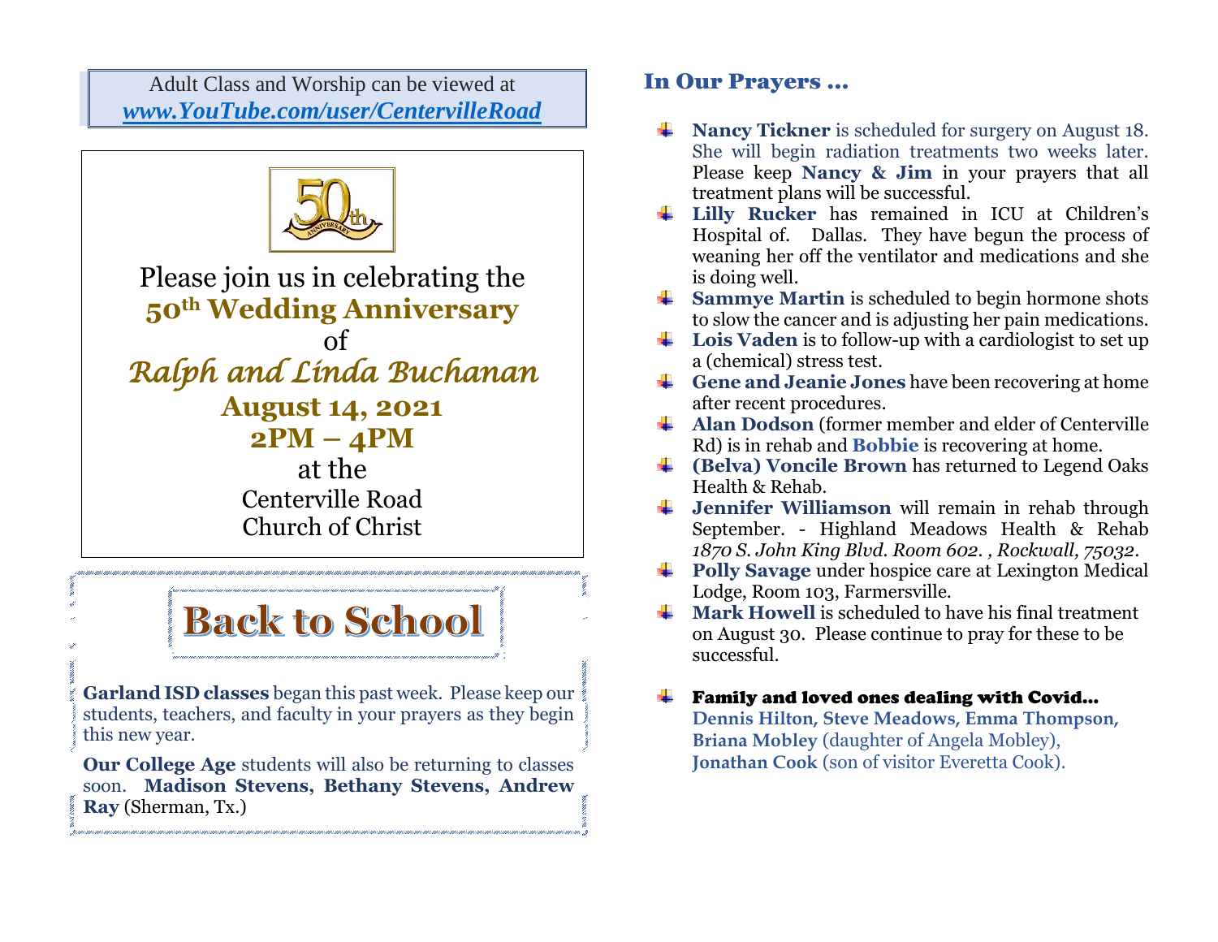Adult Class and Worship can be viewed at
***www.YouTube.com/user/CentervilleRoad***

Please join us in celebrating the
**50th Wedding Anniversary**
of
*Ralph and Linda Buchanan*
**August 14, 2021**
**2PM – 4PM**
at the
Centerville Road
Church of Christ

## Back to School

**Garland ISD classes** began this past week. Please keep our students, teachers, and faculty in your prayers as they begin this new year.

**Our College Age** students will also be returning to classes soon. **Madison Stevens, Bethany Stevens, Andrew Ray** (Sherman, Tx.)

## In Our Prayers …

- **Nancy Tickner** is scheduled for surgery on August 18. She will begin radiation treatments two weeks later. Please keep **Nancy & Jim** in your prayers that all treatment plans will be successful.
- **Lilly Rucker** has remained in ICU at Children's Hospital of. Dallas. They have begun the process of weaning her off the ventilator and medications and she is doing well.
- **Sammye Martin** is scheduled to begin hormone shots to slow the cancer and is adjusting her pain medications.
- **Lois Vaden** is to follow-up with a cardiologist to set up a (chemical) stress test.
- **Gene and Jeanie Jones** have been recovering at home after recent procedures.
- **Alan Dodson** (former member and elder of Centerville Rd) is in rehab and **Bobbie** is recovering at home.
- **(Belva) Voncile Brown** has returned to Legend Oaks Health & Rehab.
- **Jennifer Williamson** will remain in rehab through September. - Highland Meadows Health & Rehab *1870 S. John King Blvd. Room 602. , Rockwall, 75032*.
- **Polly Savage** under hospice care at Lexington Medical Lodge, Room 103, Farmersville.
- **Mark Howell** is scheduled to have his final treatment on August 30. Please continue to pray for these to be successful.

- **Family and loved ones dealing with Covid…**
  **Dennis Hilton, Steve Meadows, Emma Thompson, Briana Mobley** (daughter of Angela Mobley), **Jonathan Cook** (son of visitor Everetta Cook).